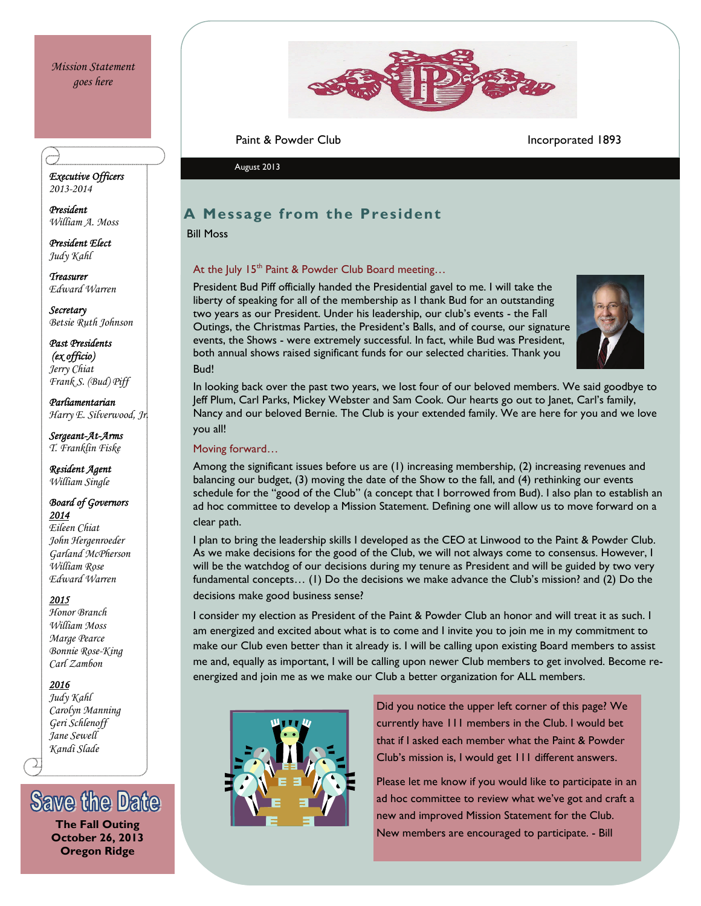*Mission Statement goes here*

***Executive Officers***
*2013-2014*

***President***
*William A. Moss*

***President Elect***
*Judy Kahl*

***Treasurer***
*Edward Warren*

***Secretary***
*Betsie Ruth Johnson*

***Past Presidents (ex officio)***
*Jerry Chiat*
*Frank S. (Bud) Piff*

***Parliamentarian***
*Harry E. Silverwood, Jr.*

***Sergeant-At-Arms***
*T. Franklin Fiske*

***Resident Agent***
*William Single*

***Board of Governors***

***2014***
*Eileen Chiat*
*John Hergenroeder*
*Garland McPherson*
*William Rose*
*Edward Warren*

***2015***
*Honor Branch*
*William Moss*
*Marge Pearce*
*Bonnie Rose-King*
*Carl Zambon*

***2016***
*Judy Kahl*
*Carolyn Manning*
*Geri Schlenoff*
*Jane Sewell*
*Kandi Slade*

**Save the Date**

**The Fall Outing**
**October 26, 2013**
**Oregon Ridge**

Paint & Powder Club — Incorporated 1893

August 2013

## A Message from the President

Bill Moss

### At the July 15th Paint & Powder Club Board meeting…

President Bud Piff officially handed the Presidential gavel to me. I will take the liberty of speaking for all of the membership as I thank Bud for an outstanding two years as our President. Under his leadership, our club's events - the Fall Outings, the Christmas Parties, the President's Balls, and of course, our signature events, the Shows - were extremely successful. In fact, while Bud was President, both annual shows raised significant funds for our selected charities. Thank you Bud!

In looking back over the past two years, we lost four of our beloved members. We said goodbye to Jeff Plum, Carl Parks, Mickey Webster and Sam Cook. Our hearts go out to Janet, Carl's family, Nancy and our beloved Bernie. The Club is your extended family. We are here for you and we love you all!

### Moving forward…

Among the significant issues before us are (1) increasing membership, (2) increasing revenues and balancing our budget, (3) moving the date of the Show to the fall, and (4) rethinking our events schedule for the "good of the Club" (a concept that I borrowed from Bud). I also plan to establish an ad hoc committee to develop a Mission Statement. Defining one will allow us to move forward on a clear path.

I plan to bring the leadership skills I developed as the CEO at Linwood to the Paint & Powder Club. As we make decisions for the good of the Club, we will not always come to consensus. However, I will be the watchdog of our decisions during my tenure as President and will be guided by two very fundamental concepts… (1) Do the decisions we make advance the Club's mission? and (2) Do the decisions make good business sense?

I consider my election as President of the Paint & Powder Club an honor and will treat it as such. I am energized and excited about what is to come and I invite you to join me in my commitment to make our Club even better than it already is. I will be calling upon existing Board members to assist me and, equally as important, I will be calling upon newer Club members to get involved. Become re-energized and join me as we make our Club a better organization for ALL members.

Did you notice the upper left corner of this page? We currently have 111 members in the Club. I would bet that if I asked each member what the Paint & Powder Club's mission is, I would get 111 different answers.

Please let me know if you would like to participate in an ad hoc committee to review what we've got and craft a new and improved Mission Statement for the Club. New members are encouraged to participate. - Bill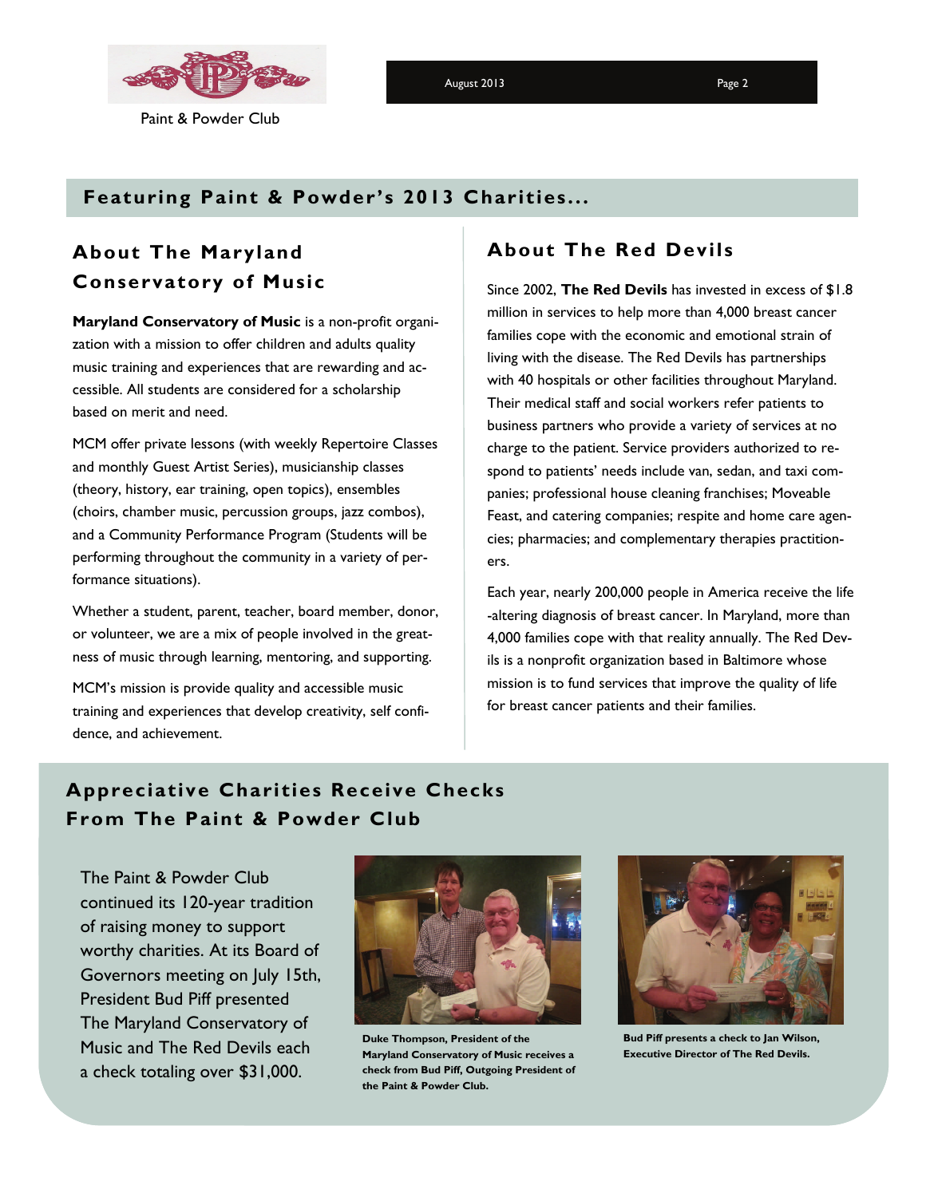## Featuring Paint & Powder's 2013 Charities...

### About The Maryland Conservatory of Music

**Maryland Conservatory of Music** is a non-profit organization with a mission to offer children and adults quality music training and experiences that are rewarding and accessible. All students are considered for a scholarship based on merit and need.

MCM offer private lessons (with weekly Repertoire Classes and monthly Guest Artist Series), musicianship classes (theory, history, ear training, open topics), ensembles (choirs, chamber music, percussion groups, jazz combos), and a Community Performance Program (Students will be performing throughout the community in a variety of performance situations).

Whether a student, parent, teacher, board member, donor, or volunteer, we are a mix of people involved in the greatness of music through learning, mentoring, and supporting.

MCM's mission is provide quality and accessible music training and experiences that develop creativity, self confidence, and achievement.

### About The Red Devils

Since 2002, **The Red Devils** has invested in excess of $1.8 million in services to help more than 4,000 breast cancer families cope with the economic and emotional strain of living with the disease. The Red Devils has partnerships with 40 hospitals or other facilities throughout Maryland. Their medical staff and social workers refer patients to business partners who provide a variety of services at no charge to the patient. Service providers authorized to respond to patients' needs include van, sedan, and taxi companies; professional house cleaning franchises; Moveable Feast, and catering companies; respite and home care agencies; pharmacies; and complementary therapies practitioners.

Each year, nearly 200,000 people in America receive the life-altering diagnosis of breast cancer. In Maryland, more than 4,000 families cope with that reality annually. The Red Devils is a nonprofit organization based in Baltimore whose mission is to fund services that improve the quality of life for breast cancer patients and their families.

## Appreciative Charities Receive Checks From The Paint & Powder Club

The Paint & Powder Club continued its 120-year tradition of raising money to support worthy charities. At its Board of Governors meeting on July 15th, President Bud Piff presented The Maryland Conservatory of Music and The Red Devils each a check totaling over $31,000.

**Duke Thompson, President of the Maryland Conservatory of Music receives a check from Bud Piff, Outgoing President of the Paint & Powder Club.**

**Bud Piff presents a check to Jan Wilson, Executive Director of The Red Devils.**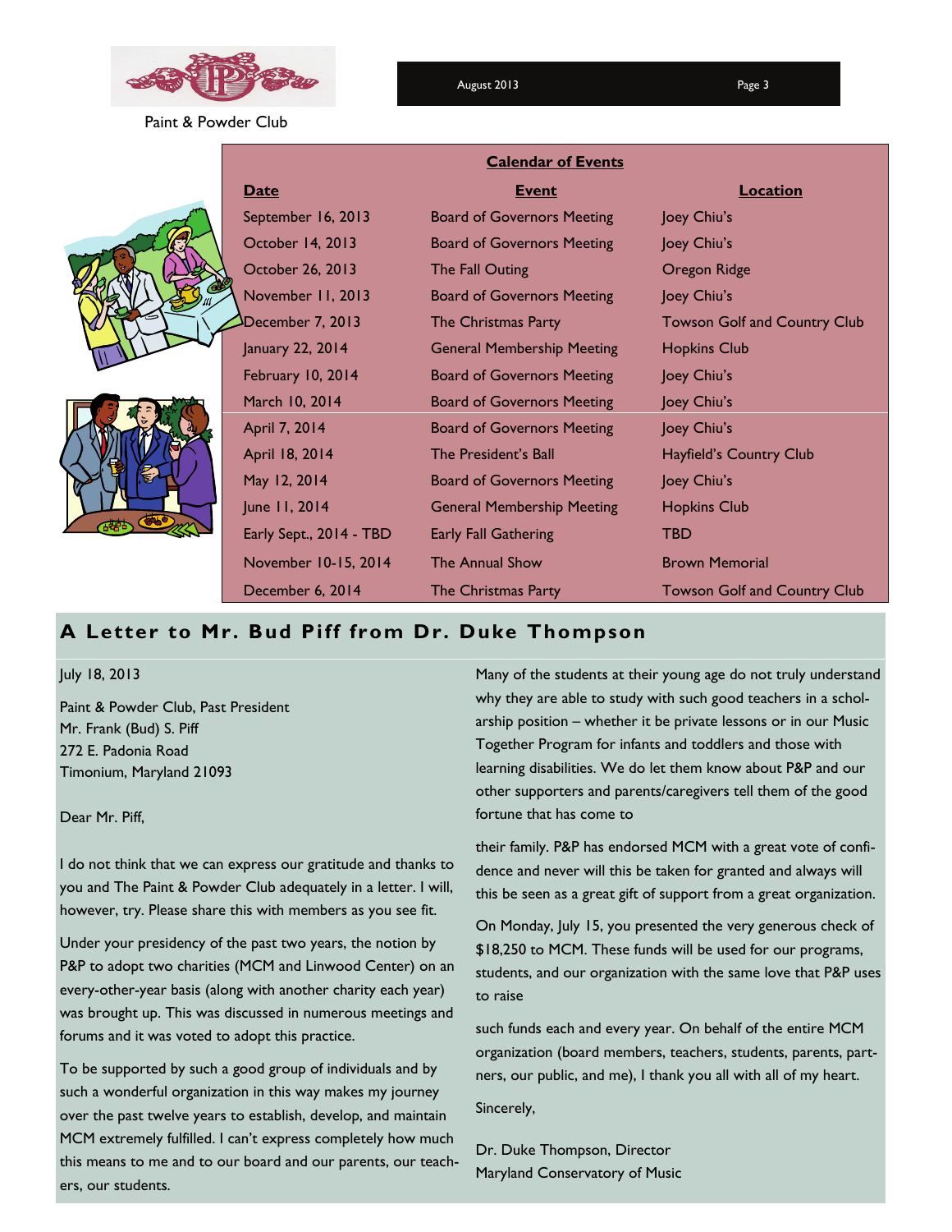Paint & Powder Club

## Calendar of Events

| Date | Event | Location |
|---|---|---|
| September 16, 2013 | Board of Governors Meeting | Joey Chiu's |
| October 14, 2013 | Board of Governors Meeting | Joey Chiu's |
| October 26, 2013 | The Fall Outing | Oregon Ridge |
| November 11, 2013 | Board of Governors Meeting | Joey Chiu's |
| December 7, 2013 | The Christmas Party | Towson Golf and Country Club |
| January 22, 2014 | General Membership Meeting | Hopkins Club |
| February 10, 2014 | Board of Governors Meeting | Joey Chiu's |
| March 10, 2014 | Board of Governors Meeting | Joey Chiu's |
| April 7, 2014 | Board of Governors Meeting | Joey Chiu's |
| April 18, 2014 | The President's Ball | Hayfield's Country Club |
| May 12, 2014 | Board of Governors Meeting | Joey Chiu's |
| June 11, 2014 | General Membership Meeting | Hopkins Club |
| Early Sept., 2014 - TBD | Early Fall Gathering | TBD |
| November 10-15, 2014 | The Annual Show | Brown Memorial |
| December 6, 2014 | The Christmas Party | Towson Golf and Country Club |

## A Letter to Mr. Bud Piff from Dr. Duke Thompson

July 18, 2013

Paint & Powder Club, Past President
Mr. Frank (Bud) S. Piff
272 E. Padonia Road
Timonium, Maryland 21093

Dear Mr. Piff,

I do not think that we can express our gratitude and thanks to you and The Paint & Powder Club adequately in a letter. I will, however, try. Please share this with members as you see fit.

Under your presidency of the past two years, the notion by P&P to adopt two charities (MCM and Linwood Center) on an every-other-year basis (along with another charity each year) was brought up. This was discussed in numerous meetings and forums and it was voted to adopt this practice.

To be supported by such a good group of individuals and by such a wonderful organization in this way makes my journey over the past twelve years to establish, develop, and maintain MCM extremely fulfilled. I can't express completely how much this means to me and to our board and our parents, our teachers, our students.

Many of the students at their young age do not truly understand why they are able to study with such good teachers in a scholarship position – whether it be private lessons or in our Music Together Program for infants and toddlers and those with learning disabilities. We do let them know about P&P and our other supporters and parents/caregivers tell them of the good fortune that has come to their family. P&P has endorsed MCM with a great vote of confidence and never will this be taken for granted and always will this be seen as a great gift of support from a great organization.

On Monday, July 15, you presented the very generous check of $18,250 to MCM. These funds will be used for our programs, students, and our organization with the same love that P&P uses to raise such funds each and every year. On behalf of the entire MCM organization (board members, teachers, students, parents, partners, our public, and me), I thank you all with all of my heart.

Sincerely,

Dr. Duke Thompson, Director
Maryland Conservatory of Music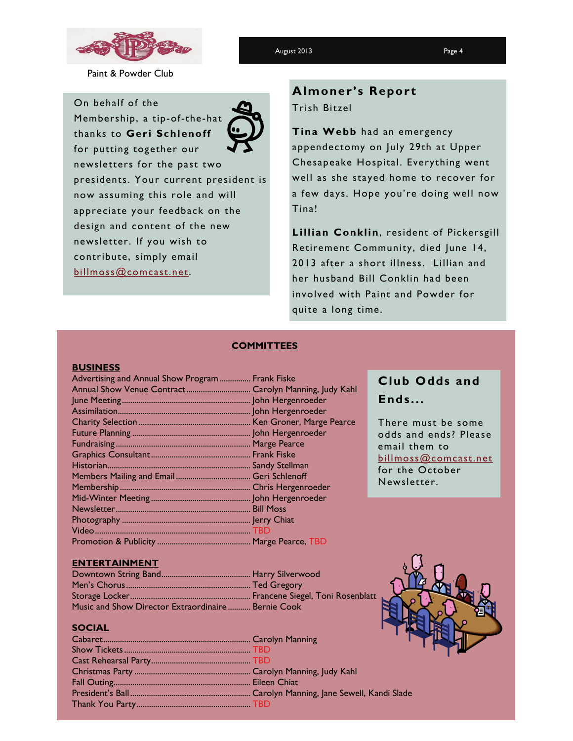Paint & Powder Club

On behalf of the Membership, a tip-of-the-hat thanks to **Geri Schlenoff** for putting together our newsletters for the past two presidents. Your current president is now assuming this role and will appreciate your feedback on the design and content of the new newsletter. If you wish to contribute, simply email billmoss@comcast.net.

## Almoner's Report

Trish Bitzel

**Tina Webb** had an emergency appendectomy on July 29th at Upper Chesapeake Hospital. Everything went well as she stayed home to recover for a few days. Hope you're doing well now Tina!

**Lillian Conklin**, resident of Pickersgill Retirement Community, died June 14, 2013 after a short illness. Lillian and her husband Bill Conklin had been involved with Paint and Powder for quite a long time.

## COMMITTEES

### BUSINESS

| | |
|---|---|
| Advertising and Annual Show Program | Frank Fiske |
| Annual Show Venue Contract | Carolyn Manning, Judy Kahl |
| June Meeting | John Hergenroeder |
| Assimilation | John Hergenroeder |
| Charity Selection | Ken Groner, Marge Pearce |
| Future Planning | John Hergenroeder |
| Fundraising | Marge Pearce |
| Graphics Consultant | Frank Fiske |
| Historian | Sandy Stellman |
| Members Mailing and Email | Geri Schlenoff |
| Membership | Chris Hergenroeder |
| Mid-Winter Meeting | John Hergenroeder |
| Newsletter | Bill Moss |
| Photography | Jerry Chiat |
| Video | TBD |
| Promotion & Publicity | Marge Pearce, TBD |

### ENTERTAINMENT

| | |
|---|---|
| Downtown String Band | Harry Silverwood |
| Men's Chorus | Ted Gregory |
| Storage Locker | Francene Siegel, Toni Rosenblatt |
| Music and Show Director Extraordinaire | Bernie Cook |

### SOCIAL

| | |
|---|---|
| Cabaret | Carolyn Manning |
| Show Tickets | TBD |
| Cast Rehearsal Party | TBD |
| Christmas Party | Carolyn Manning, Judy Kahl |
| Fall Outing | Eileen Chiat |
| President's Ball | Carolyn Manning, Jane Sewell, Kandi Slade |
| Thank You Party | TBD |

## Club Odds and Ends...

There must be some odds and ends? Please email them to billmoss@comcast.net for the October Newsletter.